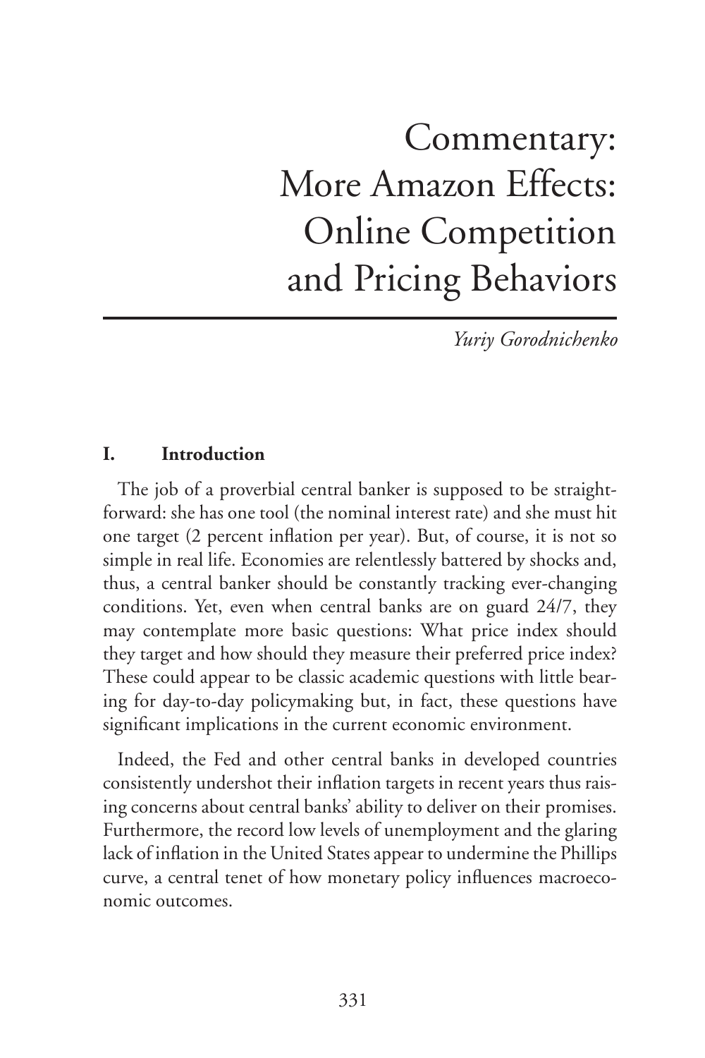# Commentary: More Amazon Effects: Online Competition and Pricing Behaviors

*Yuriy Gorodnichenko*

## I. Introduction

The job of a proverbial central banker is supposed to be straightforward: she has one tool (the nominal interest rate) and she must hit one target (2 percent inflation per year). But, of course, it is not so simple in real life. Economies are relentlessly battered by shocks and, thus, a central banker should be constantly tracking ever-changing conditions. Yet, even when central banks are on guard 24/7, they may contemplate more basic questions: What price index should they target and how should they measure their preferred price index? These could appear to be classic academic questions with little bearing for day-to-day policymaking but, in fact, these questions have significant implications in the current economic environment.

Indeed, the Fed and other central banks in developed countries consistently undershot their inflation targets in recent years thus raising concerns about central banks' ability to deliver on their promises. Furthermore, the record low levels of unemployment and the glaring lack of inflation in the United States appear to undermine the Phillips curve, a central tenet of how monetary policy influences macroeconomic outcomes.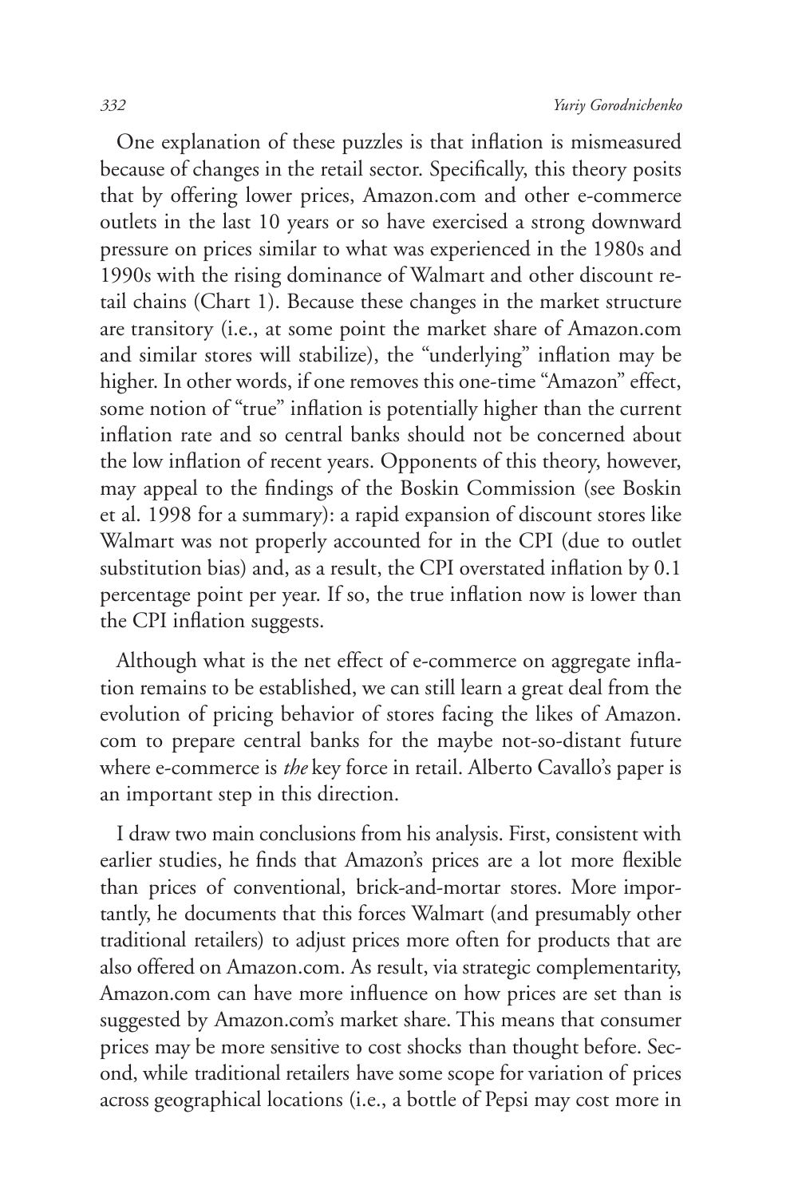One explanation of these puzzles is that inflation is mismeasured because of changes in the retail sector. Specifically, this theory posits that by offering lower prices, Amazon.com and other e-commerce outlets in the last 10 years or so have exercised a strong downward pressure on prices similar to what was experienced in the 1980s and 1990s with the rising dominance of Walmart and other discount retail chains (Chart 1). Because these changes in the market structure are transitory (i.e., at some point the market share of Amazon.com and similar stores will stabilize), the "underlying" inflation may be higher. In other words, if one removes this one-time "Amazon" effect, some notion of "true" inflation is potentially higher than the current inflation rate and so central banks should not be concerned about the low inflation of recent years. Opponents of this theory, however, may appeal to the findings of the Boskin Commission (see Boskin et al. 1998 for a summary): a rapid expansion of discount stores like Walmart was not properly accounted for in the CPI (due to outlet substitution bias) and, as a result, the CPI overstated inflation by 0.1 percentage point per year. If so, the true inflation now is lower than the CPI inflation suggests.

Although what is the net effect of e-commerce on aggregate inflation remains to be established, we can still learn a great deal from the evolution of pricing behavior of stores facing the likes of Amazon.com to prepare central banks for the maybe not-so-distant future where e-commerce is *the* key force in retail. Alberto Cavallo's paper is an important step in this direction.

I draw two main conclusions from his analysis. First, consistent with earlier studies, he finds that Amazon's prices are a lot more flexible than prices of conventional, brick-and-mortar stores. More importantly, he documents that this forces Walmart (and presumably other traditional retailers) to adjust prices more often for products that are also offered on Amazon.com. As result, via strategic complementarity, Amazon.com can have more influence on how prices are set than is suggested by Amazon.com's market share. This means that consumer prices may be more sensitive to cost shocks than thought before. Second, while traditional retailers have some scope for variation of prices across geographical locations (i.e., a bottle of Pepsi may cost more in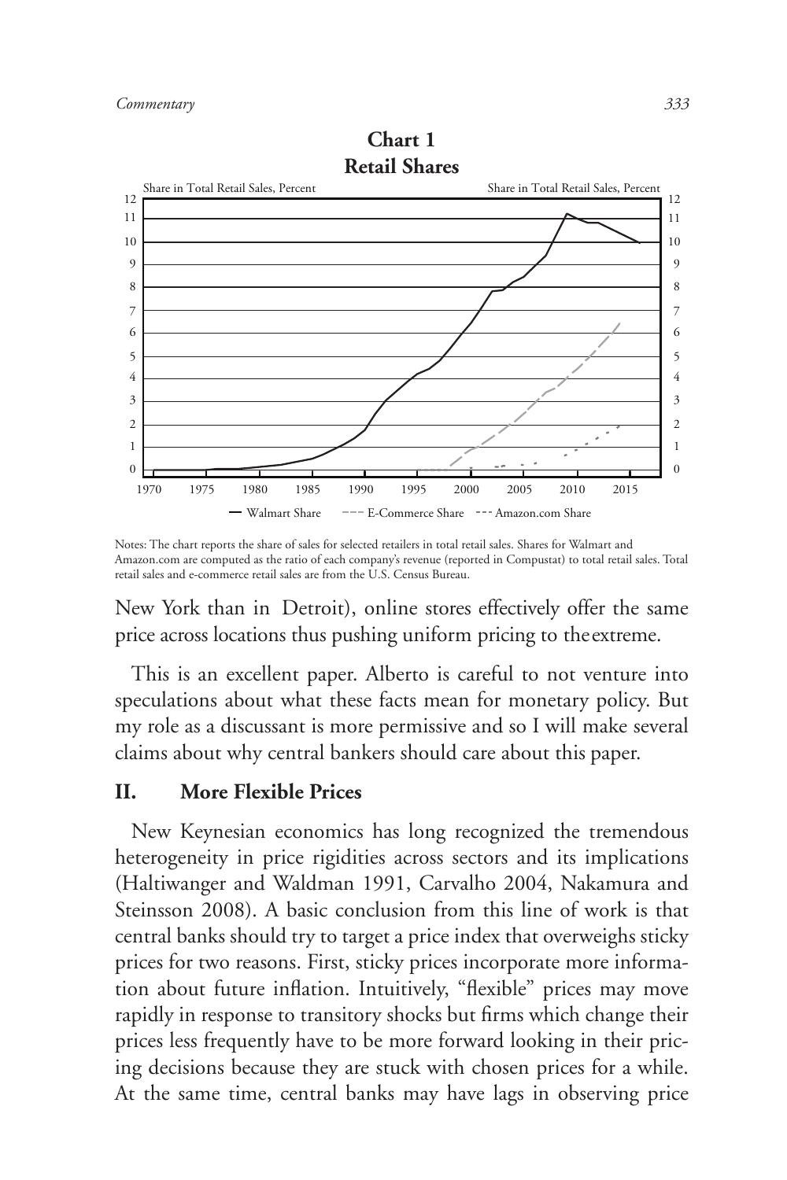**Chart 1**
**Retail Shares**

Share in Total Retail Sales, Percent

Share in Total Retail Sales, Percent

12
11
10
9
8
7
6
5
4
3
2
1
0

1970 1975 1980 1985 1990 1995 2000 2005 2010 2015

— Walmart Share --- E-Commerce Share --- Amazon.com Share

Notes: The chart reports the share of sales for selected retailers in total retail sales. Shares for Walmart and Amazon.com are computed as the ratio of each company's revenue (reported in Compustat) to total retail sales. Total retail sales and e-commerce retail sales are from the U.S. Census Bureau.

New York than in Detroit), online stores effectively offer the same price across locations thus pushing uniform pricing to the extreme.

This is an excellent paper. Alberto is careful to not venture into speculations about what these facts mean for monetary policy. But my role as a discussant is more permissive and so I will make several claims about why central bankers should care about this paper.

## II. More Flexible Prices

New Keynesian economics has long recognized the tremendous heterogeneity in price rigidities across sectors and its implications (Haltiwanger and Waldman 1991, Carvalho 2004, Nakamura and Steinsson 2008). A basic conclusion from this line of work is that central banks should try to target a price index that overweighs sticky prices for two reasons. First, sticky prices incorporate more information about future inflation. Intuitively, "flexible" prices may move rapidly in response to transitory shocks but firms which change their prices less frequently have to be more forward looking in their pricing decisions because they are stuck with chosen prices for a while. At the same time, central banks may have lags in observing price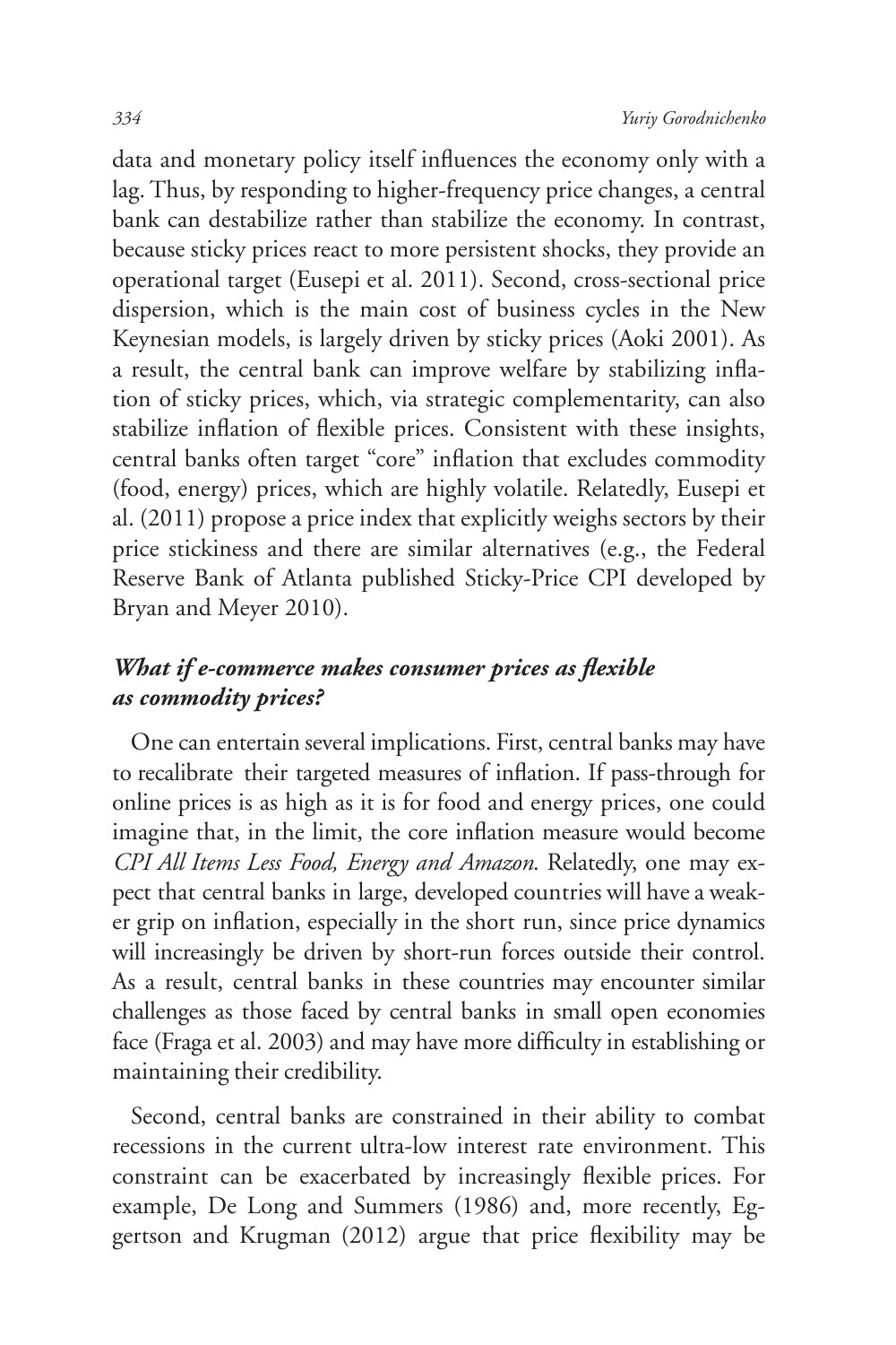data and monetary policy itself influences the economy only with a lag. Thus, by responding to higher-frequency price changes, a central bank can destabilize rather than stabilize the economy. In contrast, because sticky prices react to more persistent shocks, they provide an operational target (Eusepi et al. 2011). Second, cross-sectional price dispersion, which is the main cost of business cycles in the New Keynesian models, is largely driven by sticky prices (Aoki 2001). As a result, the central bank can improve welfare by stabilizing inflation of sticky prices, which, via strategic complementarity, can also stabilize inflation of flexible prices. Consistent with these insights, central banks often target "core" inflation that excludes commodity (food, energy) prices, which are highly volatile. Relatedly, Eusepi et al. (2011) propose a price index that explicitly weighs sectors by their price stickiness and there are similar alternatives (e.g., the Federal Reserve Bank of Atlanta published Sticky-Price CPI developed by Bryan and Meyer 2010).

### *What if e-commerce makes consumer prices as flexible as commodity prices?*

One can entertain several implications. First, central banks may have to recalibrate their targeted measures of inflation. If pass-through for online prices is as high as it is for food and energy prices, one could imagine that, in the limit, the core inflation measure would become *CPI All Items Less Food, Energy and Amazon*. Relatedly, one may expect that central banks in large, developed countries will have a weaker grip on inflation, especially in the short run, since price dynamics will increasingly be driven by short-run forces outside their control. As a result, central banks in these countries may encounter similar challenges as those faced by central banks in small open economies face (Fraga et al. 2003) and may have more difficulty in establishing or maintaining their credibility.

Second, central banks are constrained in their ability to combat recessions in the current ultra-low interest rate environment. This constraint can be exacerbated by increasingly flexible prices. For example, De Long and Summers (1986) and, more recently, Eggertson and Krugman (2012) argue that price flexibility may be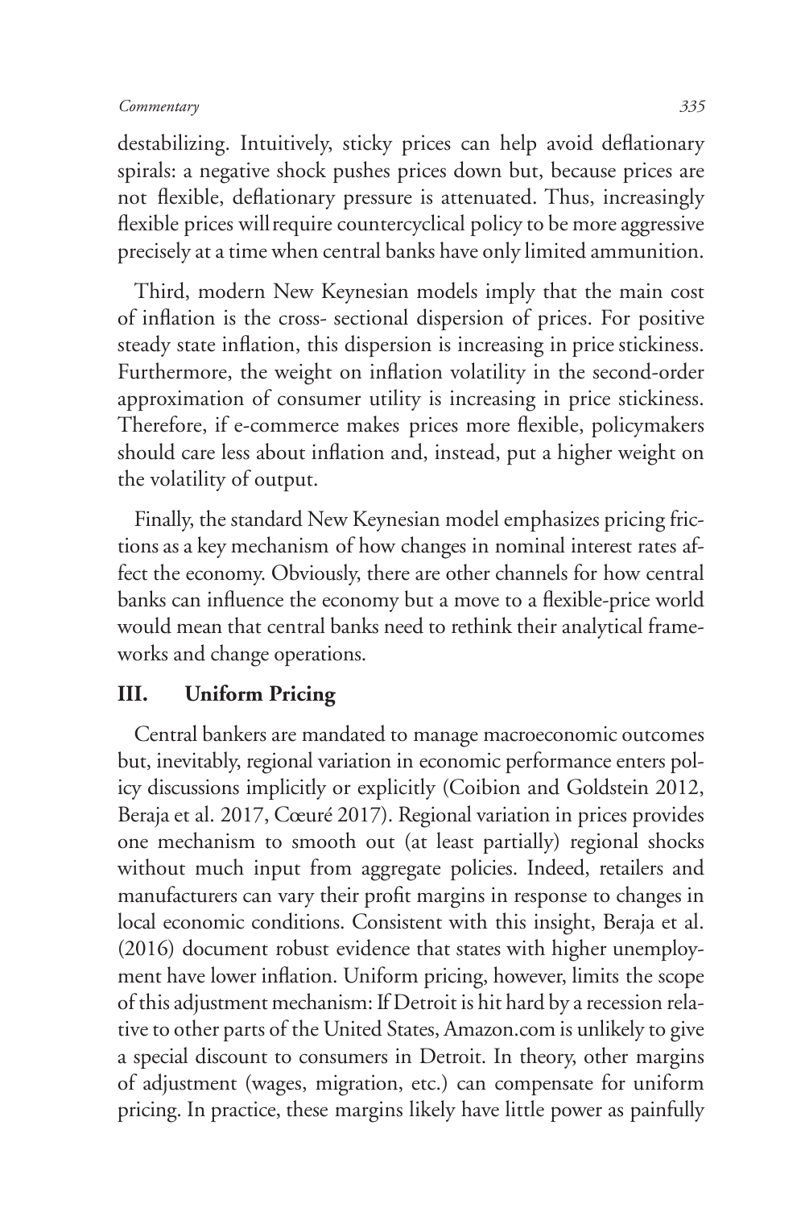destabilizing. Intuitively, sticky prices can help avoid deflationary spirals: a negative shock pushes prices down but, because prices are not flexible, deflationary pressure is attenuated. Thus, increasingly flexible prices will require countercyclical policy to be more aggressive precisely at a time when central banks have only limited ammunition.

Third, modern New Keynesian models imply that the main cost of inflation is the cross- sectional dispersion of prices. For positive steady state inflation, this dispersion is increasing in price stickiness. Furthermore, the weight on inflation volatility in the second-order approximation of consumer utility is increasing in price stickiness. Therefore, if e-commerce makes prices more flexible, policymakers should care less about inflation and, instead, put a higher weight on the volatility of output.

Finally, the standard New Keynesian model emphasizes pricing frictions as a key mechanism of how changes in nominal interest rates affect the economy. Obviously, there are other channels for how central banks can influence the economy but a move to a flexible-price world would mean that central banks need to rethink their analytical frameworks and change operations.

## III. Uniform Pricing

Central bankers are mandated to manage macroeconomic outcomes but, inevitably, regional variation in economic performance enters policy discussions implicitly or explicitly (Coibion and Goldstein 2012, Beraja et al. 2017, Cœuré 2017). Regional variation in prices provides one mechanism to smooth out (at least partially) regional shocks without much input from aggregate policies. Indeed, retailers and manufacturers can vary their profit margins in response to changes in local economic conditions. Consistent with this insight, Beraja et al. (2016) document robust evidence that states with higher unemployment have lower inflation. Uniform pricing, however, limits the scope of this adjustment mechanism: If Detroit is hit hard by a recession relative to other parts of the United States, Amazon.com is unlikely to give a special discount to consumers in Detroit. In theory, other margins of adjustment (wages, migration, etc.) can compensate for uniform pricing. In practice, these margins likely have little power as painfully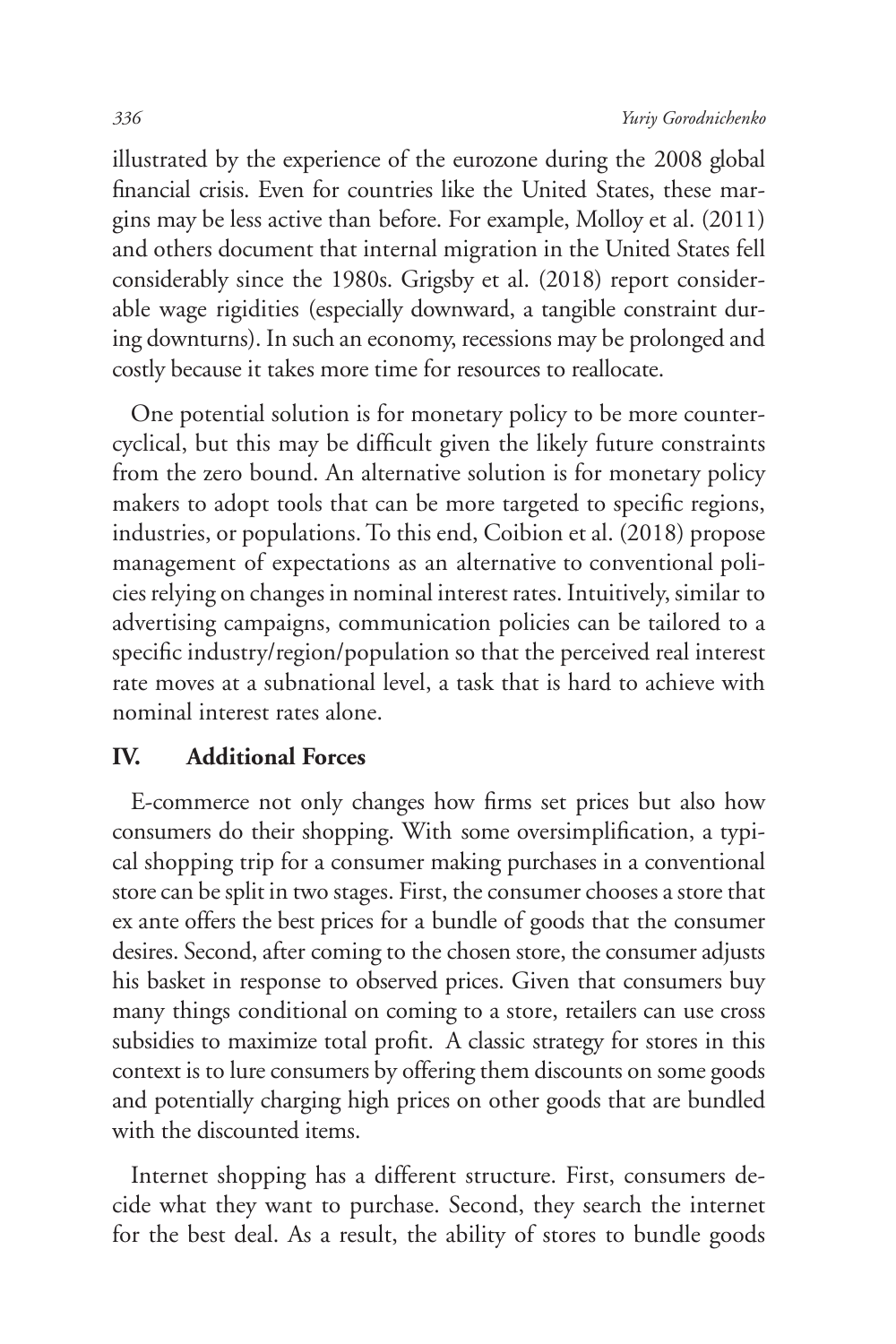illustrated by the experience of the eurozone during the 2008 global financial crisis. Even for countries like the United States, these margins may be less active than before. For example, Molloy et al. (2011) and others document that internal migration in the United States fell considerably since the 1980s. Grigsby et al. (2018) report considerable wage rigidities (especially downward, a tangible constraint during downturns). In such an economy, recessions may be prolonged and costly because it takes more time for resources to reallocate.

One potential solution is for monetary policy to be more countercyclical, but this may be difficult given the likely future constraints from the zero bound. An alternative solution is for monetary policy makers to adopt tools that can be more targeted to specific regions, industries, or populations. To this end, Coibion et al. (2018) propose management of expectations as an alternative to conventional policies relying on changes in nominal interest rates. Intuitively, similar to advertising campaigns, communication policies can be tailored to a specific industry/region/population so that the perceived real interest rate moves at a subnational level, a task that is hard to achieve with nominal interest rates alone.

## IV. Additional Forces

E-commerce not only changes how firms set prices but also how consumers do their shopping. With some oversimplification, a typical shopping trip for a consumer making purchases in a conventional store can be split in two stages. First, the consumer chooses a store that ex ante offers the best prices for a bundle of goods that the consumer desires. Second, after coming to the chosen store, the consumer adjusts his basket in response to observed prices. Given that consumers buy many things conditional on coming to a store, retailers can use cross subsidies to maximize total profit. A classic strategy for stores in this context is to lure consumers by offering them discounts on some goods and potentially charging high prices on other goods that are bundled with the discounted items.

Internet shopping has a different structure. First, consumers decide what they want to purchase. Second, they search the internet for the best deal. As a result, the ability of stores to bundle goods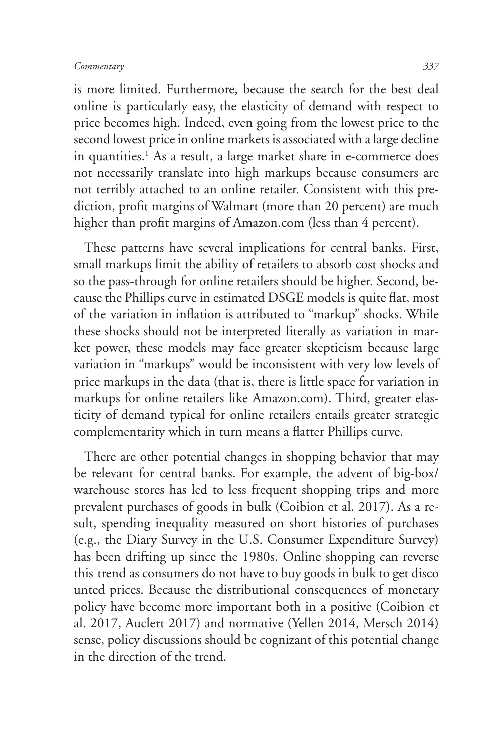is more limited. Furthermore, because the search for the best deal online is particularly easy, the elasticity of demand with respect to price becomes high. Indeed, even going from the lowest price to the second lowest price in online markets is associated with a large decline in quantities.[1] As a result, a large market share in e-commerce does not necessarily translate into high markups because consumers are not terribly attached to an online retailer. Consistent with this prediction, profit margins of Walmart (more than 20 percent) are much higher than profit margins of Amazon.com (less than 4 percent).

These patterns have several implications for central banks. First, small markups limit the ability of retailers to absorb cost shocks and so the pass-through for online retailers should be higher. Second, because the Phillips curve in estimated DSGE models is quite flat, most of the variation in inflation is attributed to "markup" shocks. While these shocks should not be interpreted literally as variation in market power, these models may face greater skepticism because large variation in "markups" would be inconsistent with very low levels of price markups in the data (that is, there is little space for variation in markups for online retailers like Amazon.com). Third, greater elasticity of demand typical for online retailers entails greater strategic complementarity which in turn means a flatter Phillips curve.

There are other potential changes in shopping behavior that may be relevant for central banks. For example, the advent of big-box/warehouse stores has led to less frequent shopping trips and more prevalent purchases of goods in bulk (Coibion et al. 2017). As a result, spending inequality measured on short histories of purchases (e.g., the Diary Survey in the U.S. Consumer Expenditure Survey) has been drifting up since the 1980s. Online shopping can reverse this trend as consumers do not have to buy goods in bulk to get disco unted prices. Because the distributional consequences of monetary policy have become more important both in a positive (Coibion et al. 2017, Auclert 2017) and normative (Yellen 2014, Mersch 2014) sense, policy discussions should be cognizant of this potential change in the direction of the trend.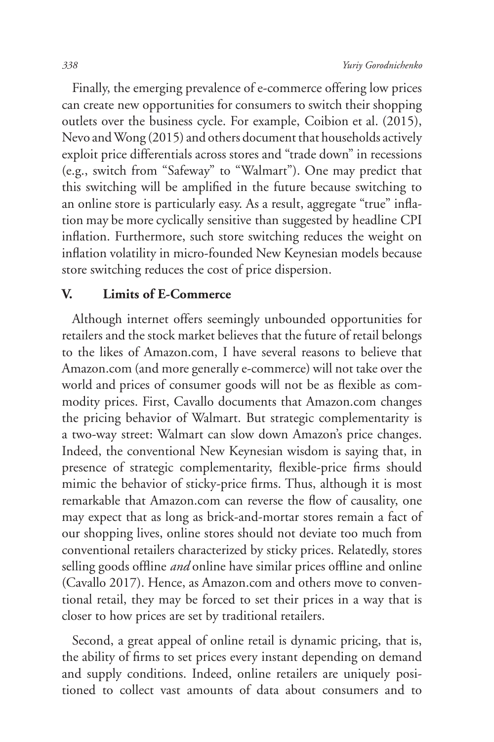Finally, the emerging prevalence of e-commerce offering low prices can create new opportunities for consumers to switch their shopping outlets over the business cycle. For example, Coibion et al. (2015), Nevo and Wong (2015) and others document that households actively exploit price differentials across stores and "trade down" in recessions (e.g., switch from "Safeway" to "Walmart"). One may predict that this switching will be amplified in the future because switching to an online store is particularly easy. As a result, aggregate "true" inflation may be more cyclically sensitive than suggested by headline CPI inflation. Furthermore, such store switching reduces the weight on inflation volatility in micro-founded New Keynesian models because store switching reduces the cost of price dispersion.

## V. Limits of E-Commerce

Although internet offers seemingly unbounded opportunities for retailers and the stock market believes that the future of retail belongs to the likes of Amazon.com, I have several reasons to believe that Amazon.com (and more generally e-commerce) will not take over the world and prices of consumer goods will not be as flexible as commodity prices. First, Cavallo documents that Amazon.com changes the pricing behavior of Walmart. But strategic complementarity is a two-way street: Walmart can slow down Amazon's price changes. Indeed, the conventional New Keynesian wisdom is saying that, in presence of strategic complementarity, flexible-price firms should mimic the behavior of sticky-price firms. Thus, although it is most remarkable that Amazon.com can reverse the flow of causality, one may expect that as long as brick-and-mortar stores remain a fact of our shopping lives, online stores should not deviate too much from conventional retailers characterized by sticky prices. Relatedly, stores selling goods offline *and* online have similar prices offline and online (Cavallo 2017). Hence, as Amazon.com and others move to conventional retail, they may be forced to set their prices in a way that is closer to how prices are set by traditional retailers.

Second, a great appeal of online retail is dynamic pricing, that is, the ability of firms to set prices every instant depending on demand and supply conditions. Indeed, online retailers are uniquely positioned to collect vast amounts of data about consumers and to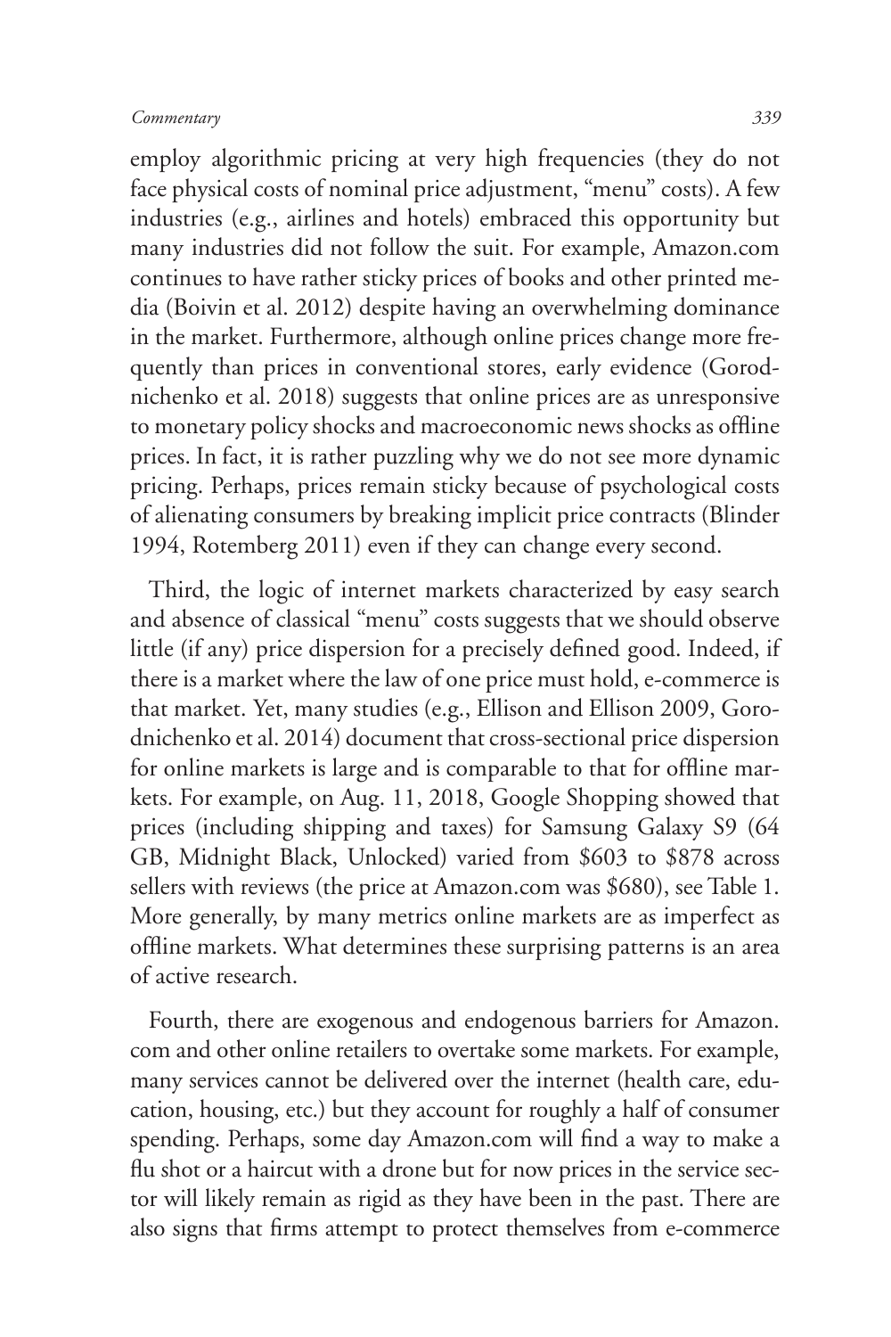employ algorithmic pricing at very high frequencies (they do not face physical costs of nominal price adjustment, "menu" costs). A few industries (e.g., airlines and hotels) embraced this opportunity but many industries did not follow the suit. For example, Amazon.com continues to have rather sticky prices of books and other printed media (Boivin et al. 2012) despite having an overwhelming dominance in the market. Furthermore, although online prices change more frequently than prices in conventional stores, early evidence (Gorodnichenko et al. 2018) suggests that online prices are as unresponsive to monetary policy shocks and macroeconomic news shocks as offline prices. In fact, it is rather puzzling why we do not see more dynamic pricing. Perhaps, prices remain sticky because of psychological costs of alienating consumers by breaking implicit price contracts (Blinder 1994, Rotemberg 2011) even if they can change every second.

Third, the logic of internet markets characterized by easy search and absence of classical "menu" costs suggests that we should observe little (if any) price dispersion for a precisely defined good. Indeed, if there is a market where the law of one price must hold, e-commerce is that market. Yet, many studies (e.g., Ellison and Ellison 2009, Gorodnichenko et al. 2014) document that cross-sectional price dispersion for online markets is large and is comparable to that for offline markets. For example, on Aug. 11, 2018, Google Shopping showed that prices (including shipping and taxes) for Samsung Galaxy S9 (64 GB, Midnight Black, Unlocked) varied from $603 to $878 across sellers with reviews (the price at Amazon.com was $680), see Table 1. More generally, by many metrics online markets are as imperfect as offline markets. What determines these surprising patterns is an area of active research.

Fourth, there are exogenous and endogenous barriers for Amazon.com and other online retailers to overtake some markets. For example, many services cannot be delivered over the internet (health care, education, housing, etc.) but they account for roughly a half of consumer spending. Perhaps, some day Amazon.com will find a way to make a flu shot or a haircut with a drone but for now prices in the service sector will likely remain as rigid as they have been in the past. There are also signs that firms attempt to protect themselves from e-commerce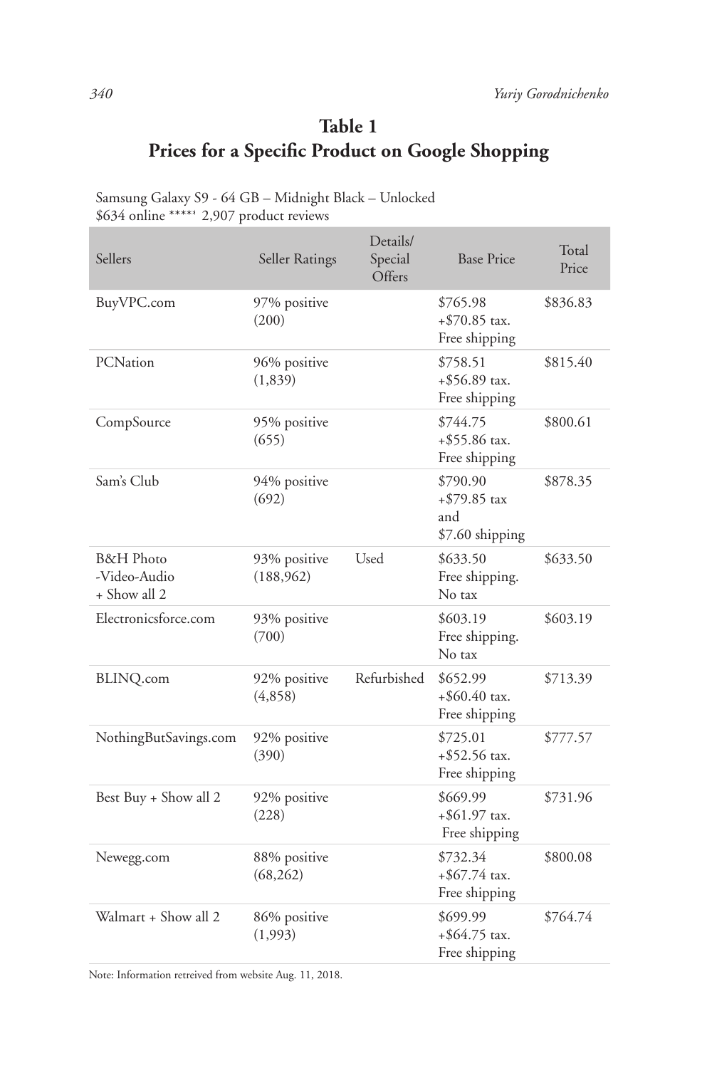## Table 1
## Prices for a Specific Product on Google Shopping

Samsung Galaxy S9 - 64 GB – Midnight Black – Unlocked
$634 online ***** 2,907 product reviews

| Sellers | Seller Ratings | Details/ Special Offers | Base Price | Total Price |
|---|---|---|---|---|
| BuyVPC.com | 97% positive (200) | | $765.98 +$70.85 tax. Free shipping | $836.83 |
| PCNation | 96% positive (1,839) | | $758.51 +$56.89 tax. Free shipping | $815.40 |
| CompSource | 95% positive (655) | | $744.75 +$55.86 tax. Free shipping | $800.61 |
| Sam's Club | 94% positive (692) | | $790.90 +$79.85 tax and $7.60 shipping | $878.35 |
| B&H Photo -Video-Audio + Show all 2 | 93% positive (188,962) | Used | $633.50 Free shipping. No tax | $633.50 |
| Electronicsforce.com | 93% positive (700) | | $603.19 Free shipping. No tax | $603.19 |
| BLINQ.com | 92% positive (4,858) | Refurbished | $652.99 +$60.40 tax. Free shipping | $713.39 |
| NothingButSavings.com | 92% positive (390) | | $725.01 +$52.56 tax. Free shipping | $777.57 |
| Best Buy + Show all 2 | 92% positive (228) | | $669.99 +$61.97 tax. Free shipping | $731.96 |
| Newegg.com | 88% positive (68,262) | | $732.34 +$67.74 tax. Free shipping | $800.08 |
| Walmart + Show all 2 | 86% positive (1,993) | | $699.99 +$64.75 tax. Free shipping | $764.74 |

Note: Information retreived from website Aug. 11, 2018.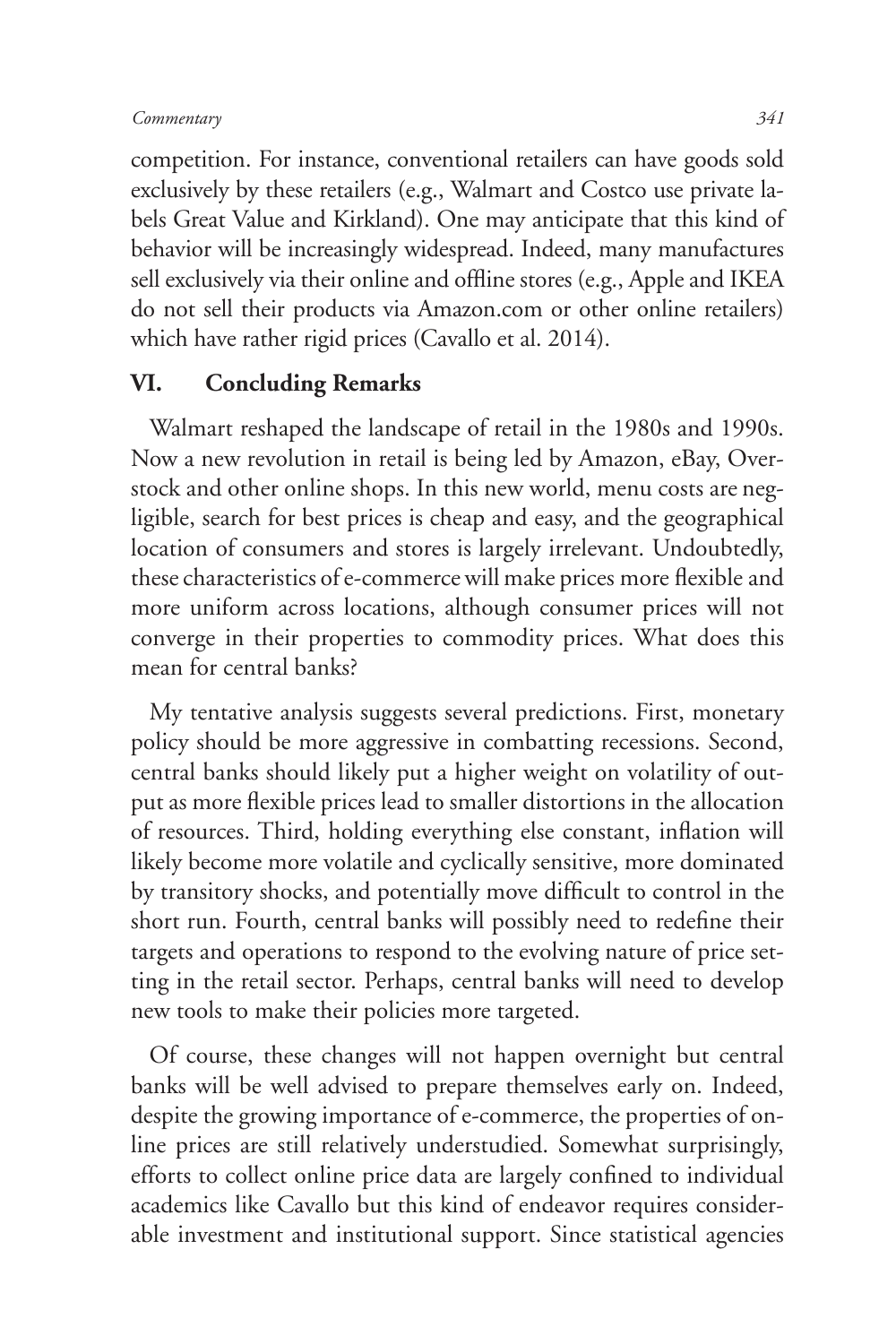competition. For instance, conventional retailers can have goods sold exclusively by these retailers (e.g., Walmart and Costco use private labels Great Value and Kirkland). One may anticipate that this kind of behavior will be increasingly widespread. Indeed, many manufactures sell exclusively via their online and offline stores (e.g., Apple and IKEA do not sell their products via Amazon.com or other online retailers) which have rather rigid prices (Cavallo et al. 2014).

## VI. Concluding Remarks

Walmart reshaped the landscape of retail in the 1980s and 1990s. Now a new revolution in retail is being led by Amazon, eBay, Overstock and other online shops. In this new world, menu costs are negligible, search for best prices is cheap and easy, and the geographical location of consumers and stores is largely irrelevant. Undoubtedly, these characteristics of e-commerce will make prices more flexible and more uniform across locations, although consumer prices will not converge in their properties to commodity prices. What does this mean for central banks?

My tentative analysis suggests several predictions. First, monetary policy should be more aggressive in combatting recessions. Second, central banks should likely put a higher weight on volatility of output as more flexible prices lead to smaller distortions in the allocation of resources. Third, holding everything else constant, inflation will likely become more volatile and cyclically sensitive, more dominated by transitory shocks, and potentially move difficult to control in the short run. Fourth, central banks will possibly need to redefine their targets and operations to respond to the evolving nature of price setting in the retail sector. Perhaps, central banks will need to develop new tools to make their policies more targeted.

Of course, these changes will not happen overnight but central banks will be well advised to prepare themselves early on. Indeed, despite the growing importance of e-commerce, the properties of online prices are still relatively understudied. Somewhat surprisingly, efforts to collect online price data are largely confined to individual academics like Cavallo but this kind of endeavor requires considerable investment and institutional support. Since statistical agencies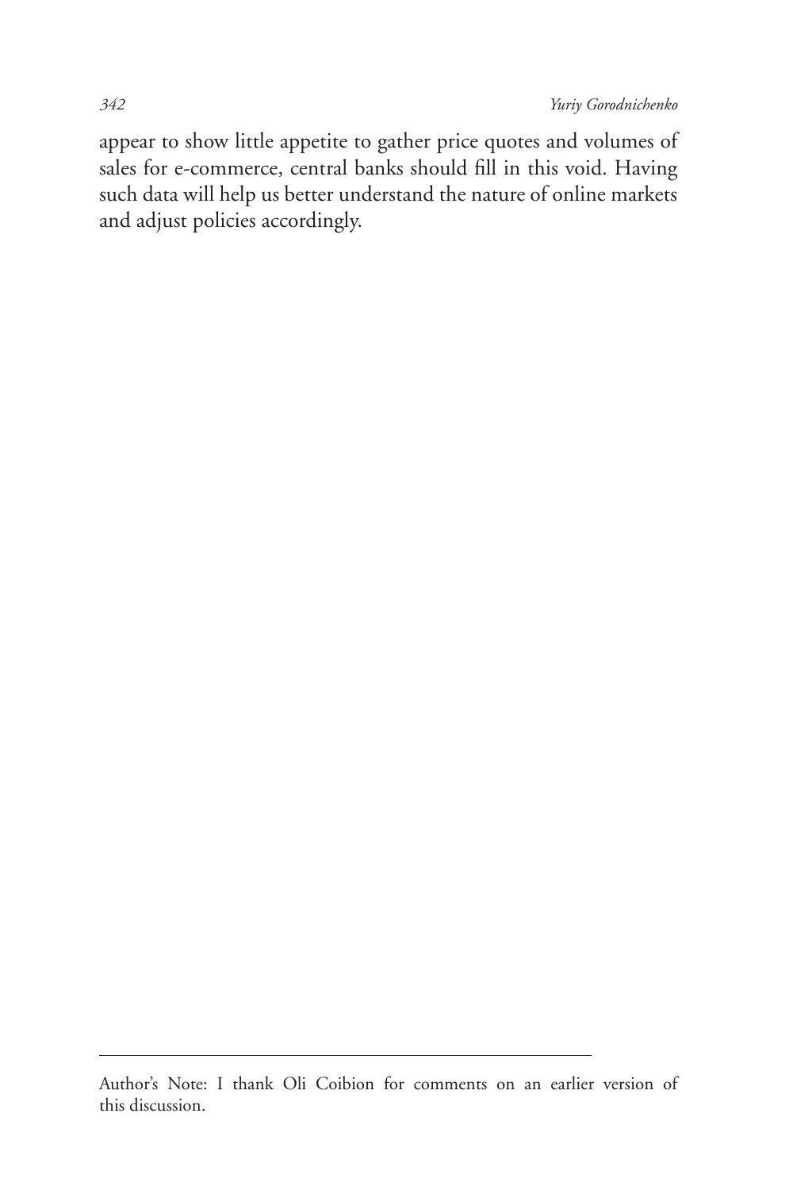appear to show little appetite to gather price quotes and volumes of sales for e-commerce, central banks should fill in this void. Having such data will help us better understand the nature of online markets and adjust policies accordingly.

---

Author's Note: I thank Oli Coibion for comments on an earlier version of this discussion.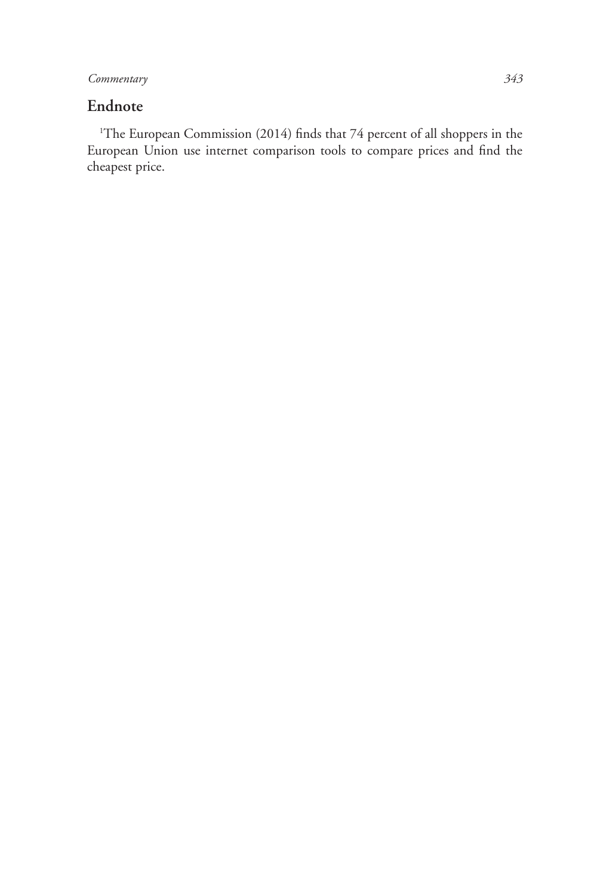## Endnote

[1]The European Commission (2014) finds that 74 percent of all shoppers in the European Union use internet comparison tools to compare prices and find the cheapest price.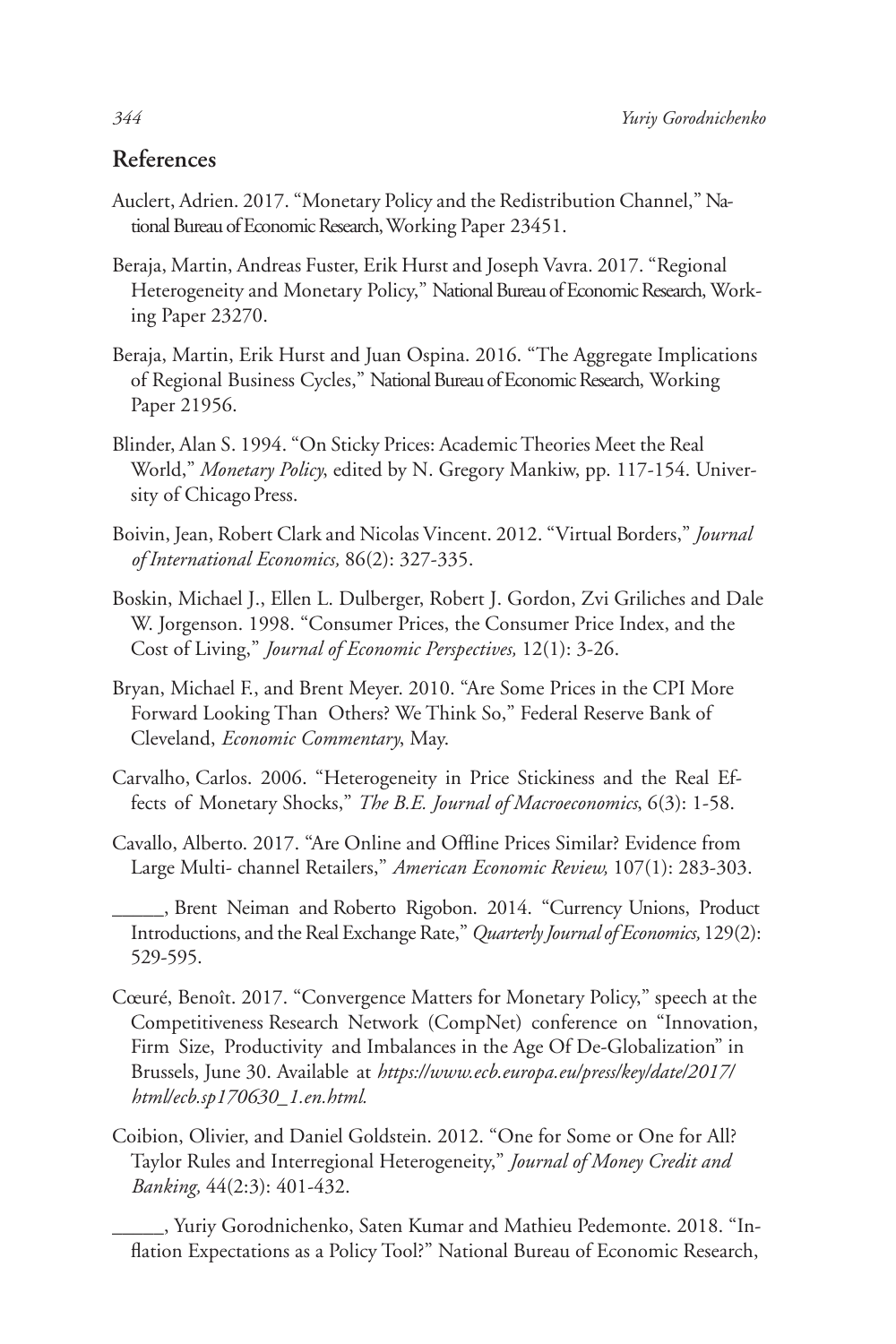## References

Auclert, Adrien. 2017. "Monetary Policy and the Redistribution Channel," National Bureau of Economic Research, Working Paper 23451.

Beraja, Martin, Andreas Fuster, Erik Hurst and Joseph Vavra. 2017. "Regional Heterogeneity and Monetary Policy," National Bureau of Economic Research, Working Paper 23270.

Beraja, Martin, Erik Hurst and Juan Ospina. 2016. "The Aggregate Implications of Regional Business Cycles," National Bureau of Economic Research, Working Paper 21956.

Blinder, Alan S. 1994. "On Sticky Prices: Academic Theories Meet the Real World," *Monetary Policy*, edited by N. Gregory Mankiw, pp. 117-154. University of Chicago Press.

Boivin, Jean, Robert Clark and Nicolas Vincent. 2012. "Virtual Borders," *Journal of International Economics,* 86(2): 327-335.

Boskin, Michael J., Ellen L. Dulberger, Robert J. Gordon, Zvi Griliches and Dale W. Jorgenson. 1998. "Consumer Prices, the Consumer Price Index, and the Cost of Living," *Journal of Economic Perspectives,* 12(1): 3-26.

Bryan, Michael F., and Brent Meyer. 2010. "Are Some Prices in the CPI More Forward Looking Than Others? We Think So," Federal Reserve Bank of Cleveland, *Economic Commentary*, May.

Carvalho, Carlos. 2006. "Heterogeneity in Price Stickiness and the Real Effects of Monetary Shocks," *The B.E. Journal of Macroeconomics*, 6(3): 1-58.

Cavallo, Alberto. 2017. "Are Online and Offline Prices Similar? Evidence from Large Multi- channel Retailers," *American Economic Review,* 107(1): 283-303.

_____, Brent Neiman and Roberto Rigobon. 2014. "Currency Unions, Product Introductions, and the Real Exchange Rate," *Quarterly Journal of Economics,* 129(2): 529-595.

Cœuré, Benoît. 2017. "Convergence Matters for Monetary Policy," speech at the Competitiveness Research Network (CompNet) conference on "Innovation, Firm Size, Productivity and Imbalances in the Age Of De-Globalization" in Brussels, June 30. Available at *https://www.ecb.europa.eu/press/key/date/2017/html/ecb.sp170630_1.en.html.*

Coibion, Olivier, and Daniel Goldstein. 2012. "One for Some or One for All? Taylor Rules and Interregional Heterogeneity," *Journal of Money Credit and Banking,* 44(2:3): 401-432.

_____, Yuriy Gorodnichenko, Saten Kumar and Mathieu Pedemonte. 2018. "Inflation Expectations as a Policy Tool?" National Bureau of Economic Research,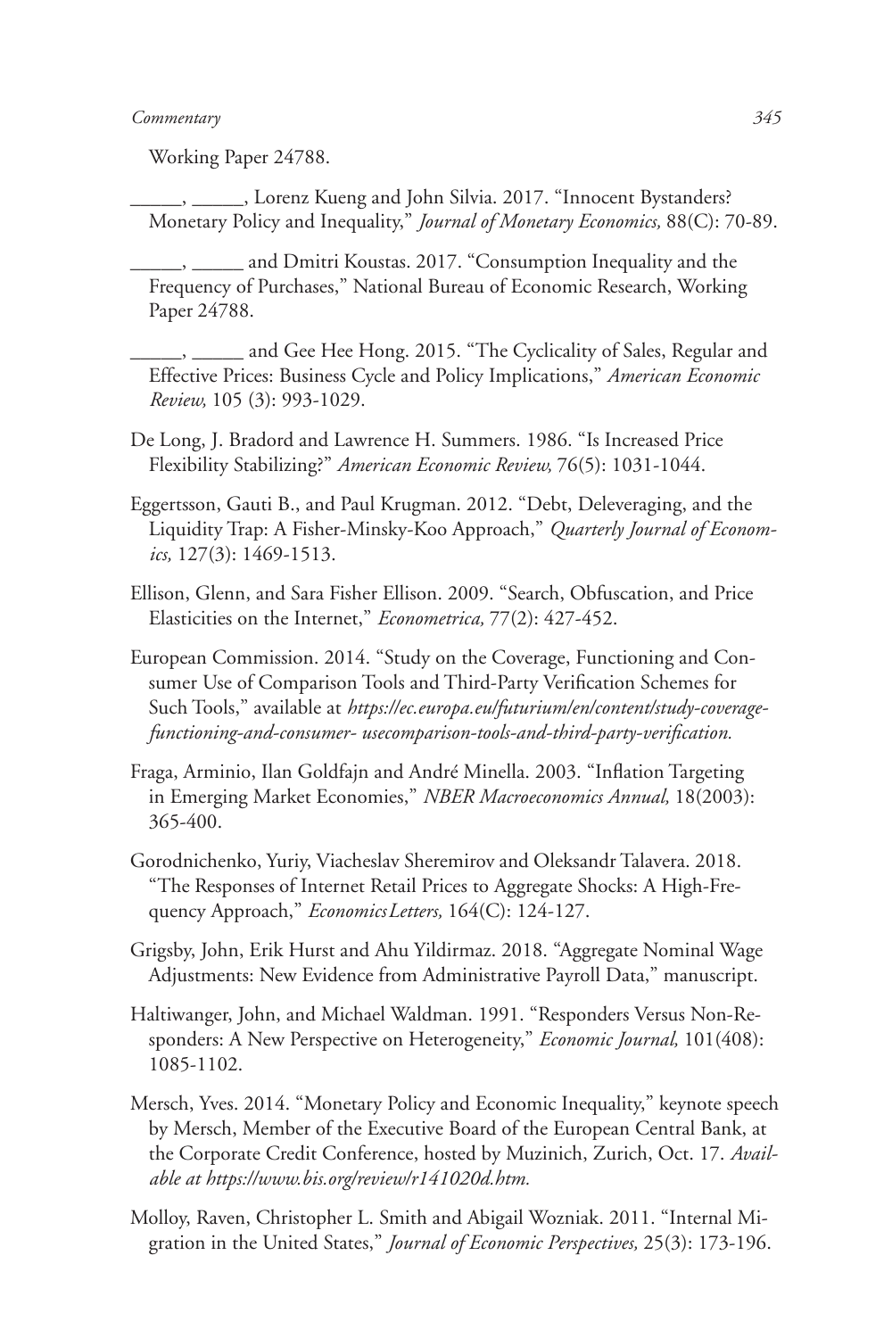Working Paper 24788.

_____, _____, Lorenz Kueng and John Silvia. 2017. "Innocent Bystanders? Monetary Policy and Inequality," *Journal of Monetary Economics,* 88(C): 70-89.

_____, _____ and Dmitri Koustas. 2017. "Consumption Inequality and the Frequency of Purchases," National Bureau of Economic Research, Working Paper 24788.

_____, _____ and Gee Hee Hong. 2015. "The Cyclicality of Sales, Regular and Effective Prices: Business Cycle and Policy Implications," *American Economic Review,* 105 (3): 993-1029.

De Long, J. Bradord and Lawrence H. Summers. 1986. "Is Increased Price Flexibility Stabilizing?" *American Economic Review,* 76(5): 1031-1044.

Eggertsson, Gauti B., and Paul Krugman. 2012. "Debt, Deleveraging, and the Liquidity Trap: A Fisher-Minsky-Koo Approach," *Quarterly Journal of Economics,* 127(3): 1469-1513.

Ellison, Glenn, and Sara Fisher Ellison. 2009. "Search, Obfuscation, and Price Elasticities on the Internet," *Econometrica,* 77(2): 427-452.

European Commission. 2014. "Study on the Coverage, Functioning and Consumer Use of Comparison Tools and Third-Party Verification Schemes for Such Tools," available at *https://ec.europa.eu/futurium/en/content/study-coverage-functioning-and-consumer- usecomparison-tools-and-third-party-verification.*

Fraga, Arminio, Ilan Goldfajn and André Minella. 2003. "Inflation Targeting in Emerging Market Economies," *NBER Macroeconomics Annual,* 18(2003): 365-400.

Gorodnichenko, Yuriy, Viacheslav Sheremirov and Oleksandr Talavera. 2018. "The Responses of Internet Retail Prices to Aggregate Shocks: A High-Frequency Approach," *EconomicsLetters,* 164(C): 124-127.

Grigsby, John, Erik Hurst and Ahu Yildirmaz. 2018. "Aggregate Nominal Wage Adjustments: New Evidence from Administrative Payroll Data," manuscript.

Haltiwanger, John, and Michael Waldman. 1991. "Responders Versus Non-Responders: A New Perspective on Heterogeneity," *Economic Journal,* 101(408): 1085-1102.

Mersch, Yves. 2014. "Monetary Policy and Economic Inequality," keynote speech by Mersch, Member of the Executive Board of the European Central Bank, at the Corporate Credit Conference, hosted by Muzinich, Zurich, Oct. 17. *Available at https://www.bis.org/review/r141020d.htm.*

Molloy, Raven, Christopher L. Smith and Abigail Wozniak. 2011. "Internal Migration in the United States," *Journal of Economic Perspectives,* 25(3): 173-196.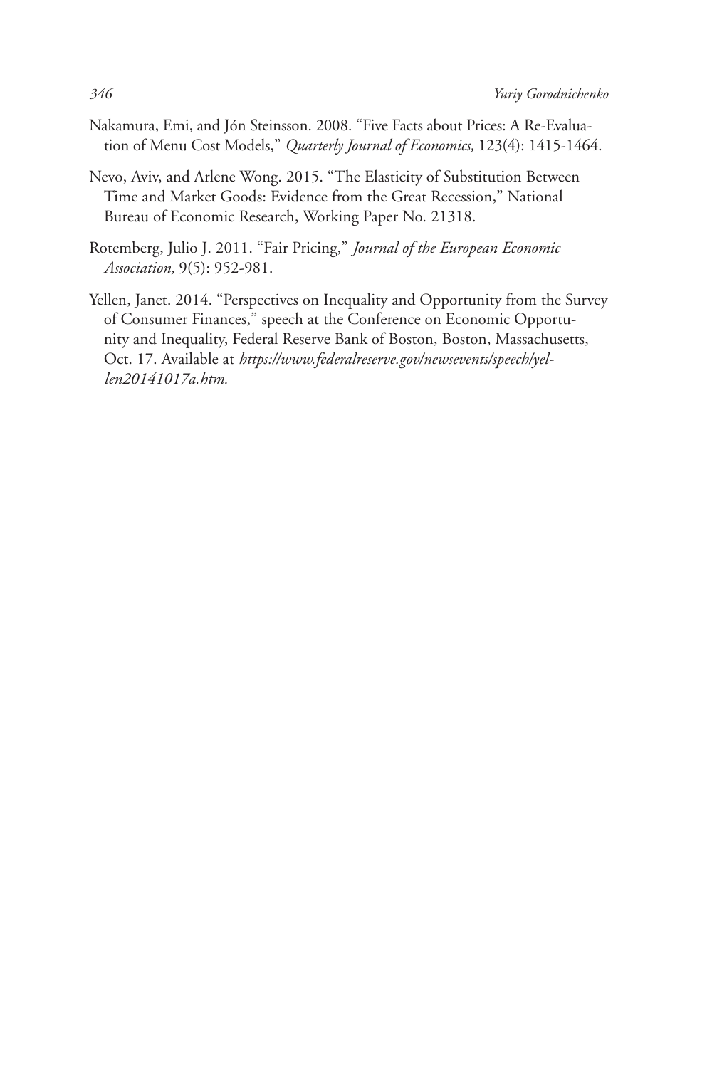Nakamura, Emi, and Jón Steinsson. 2008. "Five Facts about Prices: A Re-Evaluation of Menu Cost Models," *Quarterly Journal of Economics,* 123(4): 1415-1464.

Nevo, Aviv, and Arlene Wong. 2015. "The Elasticity of Substitution Between Time and Market Goods: Evidence from the Great Recession," National Bureau of Economic Research, Working Paper No. 21318.

Rotemberg, Julio J. 2011. "Fair Pricing," *Journal of the European Economic Association,* 9(5): 952-981.

Yellen, Janet. 2014. "Perspectives on Inequality and Opportunity from the Survey of Consumer Finances," speech at the Conference on Economic Opportunity and Inequality, Federal Reserve Bank of Boston, Boston, Massachusetts, Oct. 17. Available at *https://www.federalreserve.gov/newsevents/speech/yellen20141017a.htm.*